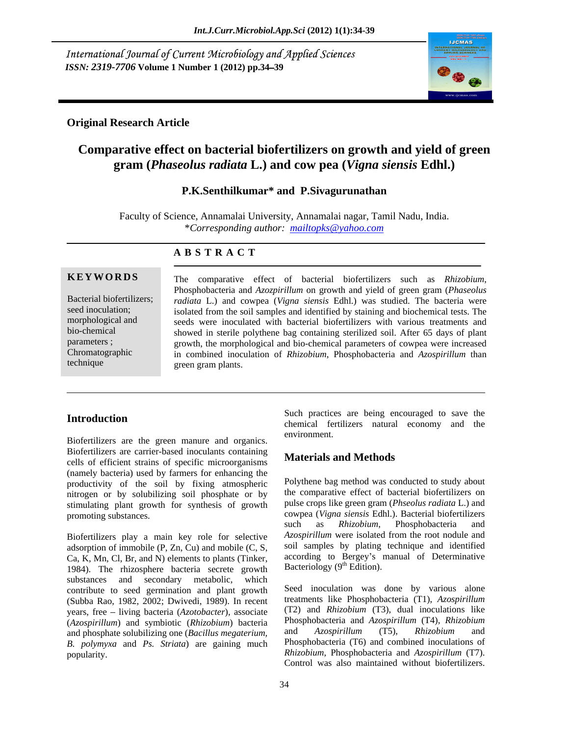International Journal of Current Microbiology and Applied Sciences
*ISSN: 2319-7706* Volume 1 Number 1 (2012) pp.34–39

**Original Research Article**

# Comparative effect on bacterial biofertilizers on growth and yield of green gram (*Phaseolus radiata* L.) and cow pea (*Vigna siensis* Edhl.)

**P.K.Senthilkumar\* and P.Sivagurunathan**

Faculty of Science, Annamalai University, Annamalai nagar, Tamil Nadu, India.
*\*Corresponding author:* mailtopks@yahoo.com

## ABSTRACT

**KEYWORDS**

Bacterial biofertilizers; seed inoculation; morphological and bio-chemical parameters ; Chromatographic technique

The comparative effect of bacterial biofertilizers such as *Rhizobium*, Phosphobacteria and *Azozpirillum* on growth and yield of green gram (*Phaseolus radiata* L.) and cowpea (*Vigna siensis* Edhl.) was studied. The bacteria were isolated from the soil samples and identified by staining and biochemical tests. The seeds were inoculated with bacterial biofertilizers with various treatments and showed in sterile polythene bag containing sterilized soil. After 65 days of plant growth, the morphological and bio-chemical parameters of cowpea were increased in combined inoculation of *Rhizobium*, Phosphobacteria and *Azospirillum* than green gram plants.

## Introduction

Biofertilizers are the green manure and organics. Biofertilizers are carrier-based inoculants containing cells of efficient strains of specific microorganisms (namely bacteria) used by farmers for enhancing the productivity of the soil by fixing atmospheric nitrogen or by solubilizing soil phosphate or by stimulating plant growth for synthesis of growth promoting substances.

Biofertilizers play a main key role for selective adsorption of immobile (P, Zn, Cu) and mobile (C, S, Ca, K, Mn, Cl, Br, and N) elements to plants (Tinker, 1984). The rhizosphere bacteria secrete growth substances and secondary metabolic, which contribute to seed germination and plant growth (Subba Rao, 1982, 2002; Dwivedi, 1989). In recent years, free – living bacteria (*Azotobacter*), associate (*Azospirillum*) and symbiotic (*Rhizobium*) bacteria and phosphate solubilizing one (*Bacillus megaterium, B. polymyxa* and *Ps. Striata*) are gaining much popularity.

Such practices are being encouraged to save the chemical fertilizers natural economy and the environment.

## Materials and Methods

Polythene bag method was conducted to study about the comparative effect of bacterial biofertilizers on pulse crops like green gram (*Phseolus radiata* L.) and cowpea (*Vigna siensis* Edhl.). Bacterial biofertilizers such as *Rhizobium*, Phosphobacteria and *Azospirillum* were isolated from the root nodule and soil samples by plating technique and identified according to Bergey's manual of Determinative Bacteriology (9th Edition).

Seed inoculation was done by various alone treatments like Phosphobacteria (T1), *Azospirillum* (T2) and *Rhizobium* (T3), dual inoculations like Phosphobacteria and *Azospirillum* (T4), *Rhizobium* and *Azospirillum* (T5), *Rhizobium* and Phosphobacteria (T6) and combined inoculations of *Rhizobium*, Phosphobacteria and *Azospirillum* (T7). Control was also maintained without biofertilizers.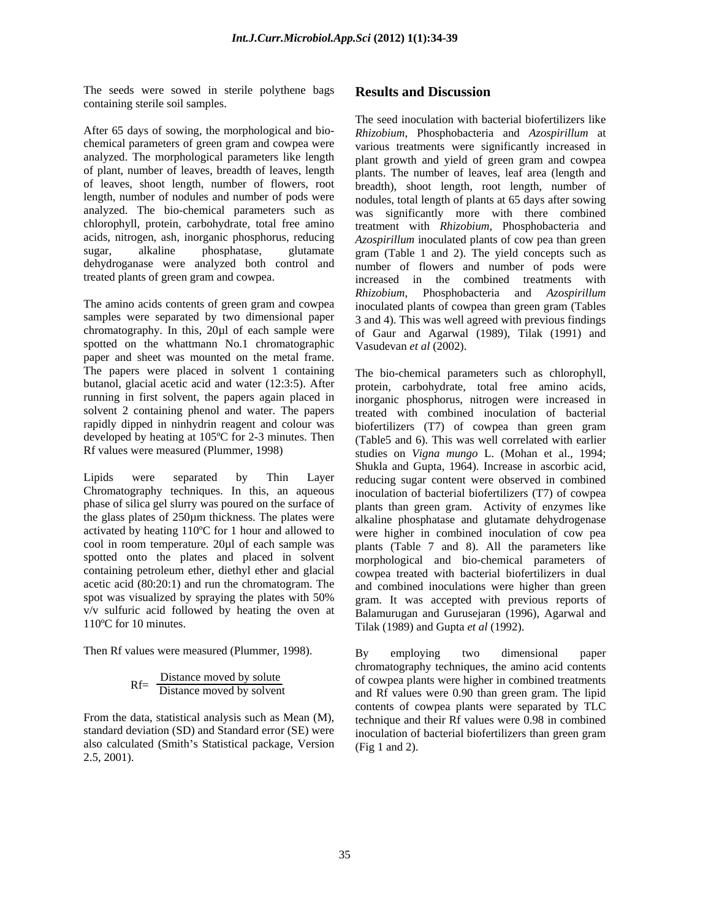The seeds were sowed in sterile polythene bags containing sterile soil samples.

After 65 days of sowing, the morphological and bio-chemical parameters of green gram and cowpea were analyzed. The morphological parameters like length of plant, number of leaves, breadth of leaves, length of leaves, shoot length, number of flowers, root length, number of nodules and number of pods were analyzed. The bio-chemical parameters such as chlorophyll, protein, carbohydrate, total free amino acids, nitrogen, ash, inorganic phosphorus, reducing sugar, alkaline phosphatase, glutamate dehydroganase were analyzed both control and treated plants of green gram and cowpea.

The amino acids contents of green gram and cowpea samples were separated by two dimensional paper chromatography. In this, 20µl of each sample were spotted on the whattmann No.1 chromatographic paper and sheet was mounted on the metal frame. The papers were placed in solvent 1 containing butanol, glacial acetic acid and water (12:3:5). After running in first solvent, the papers again placed in solvent 2 containing phenol and water. The papers rapidly dipped in ninhydrin reagent and colour was developed by heating at 105ºC for 2-3 minutes. Then Rf values were measured (Plummer, 1998)

Lipids were separated by Thin Layer Chromatography techniques. In this, an aqueous phase of silica gel slurry was poured on the surface of the glass plates of 250µm thickness. The plates were activated by heating 110ºC for 1 hour and allowed to cool in room temperature. 20µl of each sample was spotted onto the plates and placed in solvent containing petroleum ether, diethyl ether and glacial acetic acid (80:20:1) and run the chromatogram. The spot was visualized by spraying the plates with 50% v/v sulfuric acid followed by heating the oven at 110ºC for 10 minutes.

Then Rf values were measured (Plummer, 1998).

$$Rf = \frac{\text{Distance moved by solute}}{\text{Distance moved by solvent}}$$

From the data, statistical analysis such as Mean (M), standard deviation (SD) and Standard error (SE) were also calculated (Smith's Statistical package, Version 2.5, 2001).

## Results and Discussion

The seed inoculation with bacterial biofertilizers like *Rhizobium*, Phosphobacteria and *Azospirillum* at various treatments were significantly increased in plant growth and yield of green gram and cowpea plants. The number of leaves, leaf area (length and breadth), shoot length, root length, number of nodules, total length of plants at 65 days after sowing was significantly more with there combined treatment with *Rhizobium*, Phosphobacteria and *Azospirillum* inoculated plants of cow pea than green gram (Table 1 and 2). The yield concepts such as number of flowers and number of pods were increased in the combined treatments with *Rhizobium*, Phosphobacteria and *Azospirillum* inoculated plants of cowpea than green gram (Tables 3 and 4). This was well agreed with previous findings of Gaur and Agarwal (1989), Tilak (1991) and Vasudevan *et al* (2002).

The bio-chemical parameters such as chlorophyll, protein, carbohydrate, total free amino acids, inorganic phosphorus, nitrogen were increased in treated with combined inoculation of bacterial biofertilizers (T7) of cowpea than green gram (Table5 and 6). This was well correlated with earlier studies on *Vigna mungo* L. (Mohan et al., 1994; Shukla and Gupta, 1964). Increase in ascorbic acid, reducing sugar content were observed in combined inoculation of bacterial biofertilizers (T7) of cowpea plants than green gram. Activity of enzymes like alkaline phosphatase and glutamate dehydrogenase were higher in combined inoculation of cow pea plants (Table 7 and 8). All the parameters like morphological and bio-chemical parameters of cowpea treated with bacterial biofertilizers in dual and combined inoculations were higher than green gram. It was accepted with previous reports of Balamurugan and Gurusejaran (1996), Agarwal and Tilak (1989) and Gupta *et al* (1992).

By employing two dimensional paper chromatography techniques, the amino acid contents of cowpea plants were higher in combined treatments and Rf values were 0.90 than green gram. The lipid contents of cowpea plants were separated by TLC technique and their Rf values were 0.98 in combined inoculation of bacterial biofertilizers than green gram (Fig 1 and 2).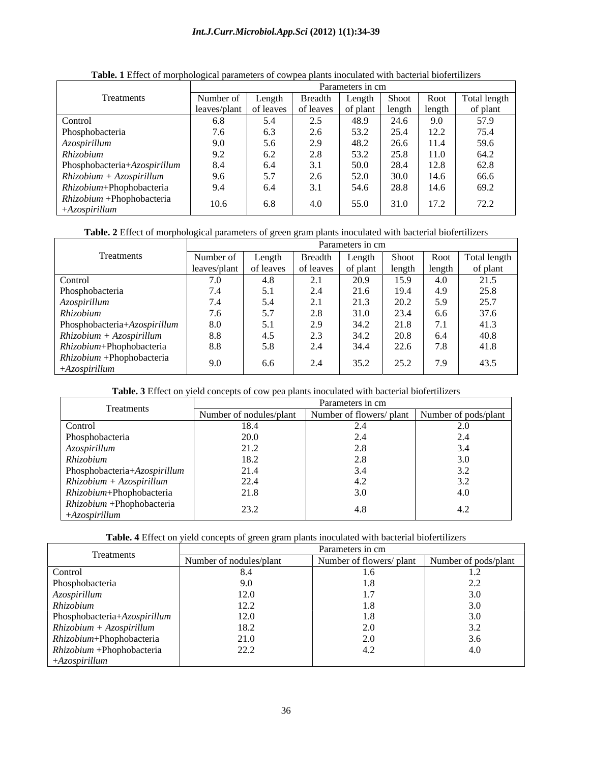**Table. 1** Effect of morphological parameters of cowpea plants inoculated with bacterial biofertilizers

| Treatments | Parameters in cm | | | | | | |
|---|---|---|---|---|---|---|---|
| | Number of leaves/plant | Length of leaves | Breadth of leaves | Length of plant | Shoot length | Root length | Total length of plant |
| Control | 6.8 | 5.4 | 2.5 | 48.9 | 24.6 | 9.0 | 57.9 |
| Phosphobacteria | 7.6 | 6.3 | 2.6 | 53.2 | 25.4 | 12.2 | 75.4 |
| *Azospirillum* | 9.0 | 5.6 | 2.9 | 48.2 | 26.6 | 11.4 | 59.6 |
| *Rhizobium* | 9.2 | 6.2 | 2.8 | 53.2 | 25.8 | 11.0 | 64.2 |
| Phosphobacteria+*Azospirillum* | 8.4 | 6.4 | 3.1 | 50.0 | 28.4 | 12.8 | 62.8 |
| *Rhizobium* + *Azospirillum* | 9.6 | 5.7 | 2.6 | 52.0 | 30.0 | 14.6 | 66.6 |
| *Rhizobium*+Phophobacteria | 9.4 | 6.4 | 3.1 | 54.6 | 28.8 | 14.6 | 69.2 |
| *Rhizobium* +Phophobacteria +*Azospirillum* | 10.6 | 6.8 | 4.0 | 55.0 | 31.0 | 17.2 | 72.2 |

**Table. 2** Effect of morphological parameters of green gram plants inoculated with bacterial biofertilizers

| Treatments | Parameters in cm | | | | | | |
|---|---|---|---|---|---|---|---|
| | Number of leaves/plant | Length of leaves | Breadth of leaves | Length of plant | Shoot length | Root length | Total length of plant |
| Control | 7.0 | 4.8 | 2.1 | 20.9 | 15.9 | 4.0 | 21.5 |
| Phosphobacteria | 7.4 | 5.1 | 2.4 | 21.6 | 19.4 | 4.9 | 25.8 |
| *Azospirillum* | 7.4 | 5.4 | 2.1 | 21.3 | 20.2 | 5.9 | 25.7 |
| *Rhizobium* | 7.6 | 5.7 | 2.8 | 31.0 | 23.4 | 6.6 | 37.6 |
| Phosphobacteria+*Azospirillum* | 8.0 | 5.1 | 2.9 | 34.2 | 21.8 | 7.1 | 41.3 |
| *Rhizobium* + *Azospirillum* | 8.8 | 4.5 | 2.3 | 34.2 | 20.8 | 6.4 | 40.8 |
| *Rhizobium*+Phophobacteria | 8.8 | 5.8 | 2.4 | 34.4 | 22.6 | 7.8 | 41.8 |
| *Rhizobium* +Phophobacteria +*Azospirillum* | 9.0 | 6.6 | 2.4 | 35.2 | 25.2 | 7.9 | 43.5 |

**Table. 3** Effect on yield concepts of cow pea plants inoculated with bacterial biofertilizers

| Treatments | Parameters in cm | | |
|---|---|---|---|
| | Number of nodules/plant | Number of flowers/ plant | Number of pods/plant |
| Control | 18.4 | 2.4 | 2.0 |
| Phosphobacteria | 20.0 | 2.4 | 2.4 |
| *Azospirillum* | 21.2 | 2.8 | 3.4 |
| *Rhizobium* | 18.2 | 2.8 | 3.0 |
| Phosphobacteria+*Azospirillum* | 21.4 | 3.4 | 3.2 |
| *Rhizobium* + *Azospirillum* | 22.4 | 4.2 | 3.2 |
| *Rhizobium*+Phophobacteria | 21.8 | 3.0 | 4.0 |
| *Rhizobium* +Phophobacteria +*Azospirillum* | 23.2 | 4.8 | 4.2 |

**Table. 4** Effect on yield concepts of green gram plants inoculated with bacterial biofertilizers

| Treatments | Parameters in cm | | |
|---|---|---|---|
| | Number of nodules/plant | Number of flowers/ plant | Number of pods/plant |
| Control | 8.4 | 1.6 | 1.2 |
| Phosphobacteria | 9.0 | 1.8 | 2.2 |
| *Azospirillum* | 12.0 | 1.7 | 3.0 |
| *Rhizobium* | 12.2 | 1.8 | 3.0 |
| Phosphobacteria+*Azospirillum* | 12.0 | 1.8 | 3.0 |
| *Rhizobium* + *Azospirillum* | 18.2 | 2.0 | 3.2 |
| *Rhizobium*+Phophobacteria | 21.0 | 2.0 | 3.6 |
| *Rhizobium* +Phophobacteria +*Azospirillum* | 22.2 | 4.2 | 4.0 |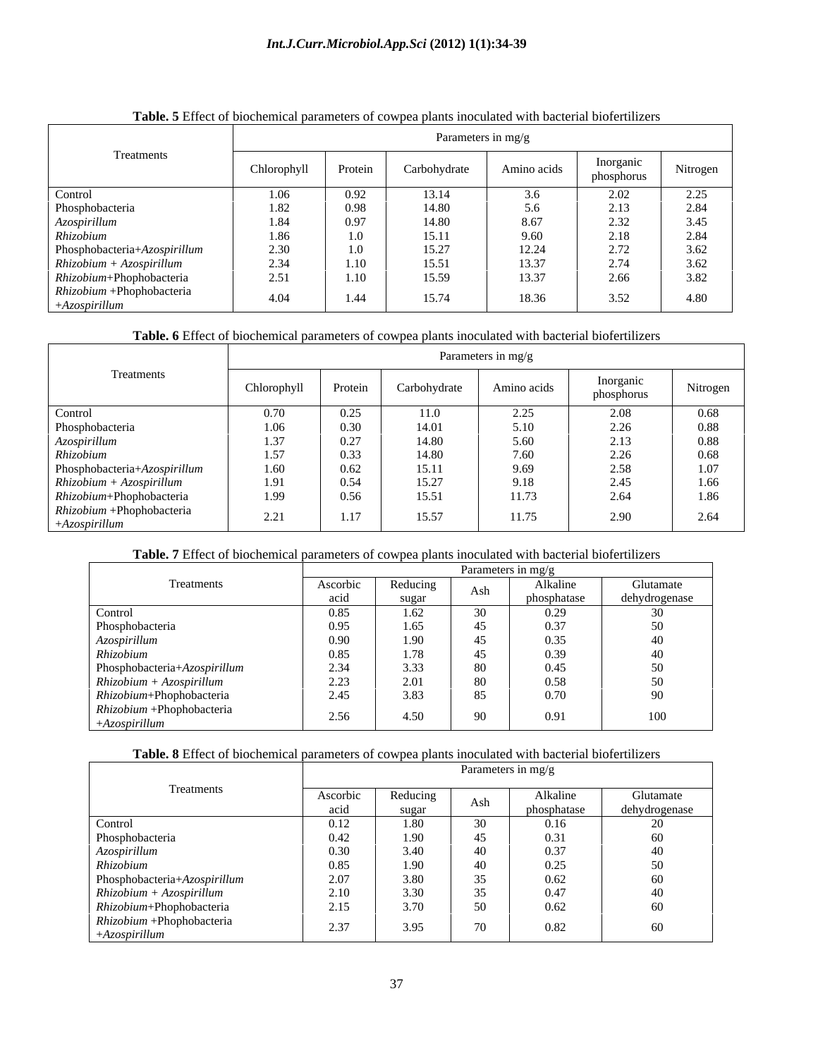**Table. 5** Effect of biochemical parameters of cowpea plants inoculated with bacterial biofertilizers

| Treatments | Parameters in mg/g | | | | | |
|---|---|---|---|---|---|---|
| | Chlorophyll | Protein | Carbohydrate | Amino acids | Inorganic phosphorus | Nitrogen |
| Control | 1.06 | 0.92 | 13.14 | 3.6 | 2.02 | 2.25 |
| Phosphobacteria | 1.82 | 0.98 | 14.80 | 5.6 | 2.13 | 2.84 |
| *Azospirillum* | 1.84 | 0.97 | 14.80 | 8.67 | 2.32 | 3.45 |
| *Rhizobium* | 1.86 | 1.0 | 15.11 | 9.60 | 2.18 | 2.84 |
| Phosphobacteria+*Azospirillum* | 2.30 | 1.0 | 15.27 | 12.24 | 2.72 | 3.62 |
| *Rhizobium + Azospirillum* | 2.34 | 1.10 | 15.51 | 13.37 | 2.74 | 3.62 |
| *Rhizobium*+Phophobacteria | 2.51 | 1.10 | 15.59 | 13.37 | 2.66 | 3.82 |
| *Rhizobium* +Phophobacteria +*Azospirillum* | 4.04 | 1.44 | 15.74 | 18.36 | 3.52 | 4.80 |

**Table. 6** Effect of biochemical parameters of cowpea plants inoculated with bacterial biofertilizers

| Treatments | Parameters in mg/g | | | | | |
|---|---|---|---|---|---|---|
| | Chlorophyll | Protein | Carbohydrate | Amino acids | Inorganic phosphorus | Nitrogen |
| Control | 0.70 | 0.25 | 11.0 | 2.25 | 2.08 | 0.68 |
| Phosphobacteria | 1.06 | 0.30 | 14.01 | 5.10 | 2.26 | 0.88 |
| *Azospirillum* | 1.37 | 0.27 | 14.80 | 5.60 | 2.13 | 0.88 |
| *Rhizobium* | 1.57 | 0.33 | 14.80 | 7.60 | 2.26 | 0.68 |
| Phosphobacteria+*Azospirillum* | 1.60 | 0.62 | 15.11 | 9.69 | 2.58 | 1.07 |
| *Rhizobium + Azospirillum* | 1.91 | 0.54 | 15.27 | 9.18 | 2.45 | 1.66 |
| *Rhizobium*+Phophobacteria | 1.99 | 0.56 | 15.51 | 11.73 | 2.64 | 1.86 |
| *Rhizobium* +Phophobacteria +*Azospirillum* | 2.21 | 1.17 | 15.57 | 11.75 | 2.90 | 2.64 |

**Table. 7** Effect of biochemical parameters of cowpea plants inoculated with bacterial biofertilizers

| Treatments | Parameters in mg/g | | | | |
|---|---|---|---|---|---|
| | Ascorbic acid | Reducing sugar | Ash | Alkaline phosphatase | Glutamate dehydrogenase |
| Control | 0.85 | 1.62 | 30 | 0.29 | 30 |
| Phosphobacteria | 0.95 | 1.65 | 45 | 0.37 | 50 |
| *Azospirillum* | 0.90 | 1.90 | 45 | 0.35 | 40 |
| *Rhizobium* | 0.85 | 1.78 | 45 | 0.39 | 40 |
| Phosphobacteria+*Azospirillum* | 2.34 | 3.33 | 80 | 0.45 | 50 |
| *Rhizobium + Azospirillum* | 2.23 | 2.01 | 80 | 0.58 | 50 |
| *Rhizobium*+Phophobacteria | 2.45 | 3.83 | 85 | 0.70 | 90 |
| *Rhizobium* +Phophobacteria +*Azospirillum* | 2.56 | 4.50 | 90 | 0.91 | 100 |

**Table. 8** Effect of biochemical parameters of cowpea plants inoculated with bacterial biofertilizers

| Treatments | Parameters in mg/g | | | | |
|---|---|---|---|---|---|
| | Ascorbic acid | Reducing sugar | Ash | Alkaline phosphatase | Glutamate dehydrogenase |
| Control | 0.12 | 1.80 | 30 | 0.16 | 20 |
| Phosphobacteria | 0.42 | 1.90 | 45 | 0.31 | 60 |
| *Azospirillum* | 0.30 | 3.40 | 40 | 0.37 | 40 |
| *Rhizobium* | 0.85 | 1.90 | 40 | 0.25 | 50 |
| Phosphobacteria+*Azospirillum* | 2.07 | 3.80 | 35 | 0.62 | 60 |
| *Rhizobium + Azospirillum* | 2.10 | 3.30 | 35 | 0.47 | 40 |
| *Rhizobium*+Phophobacteria | 2.15 | 3.70 | 50 | 0.62 | 60 |
| *Rhizobium* +Phophobacteria +*Azospirillum* | 2.37 | 3.95 | 70 | 0.82 | 60 |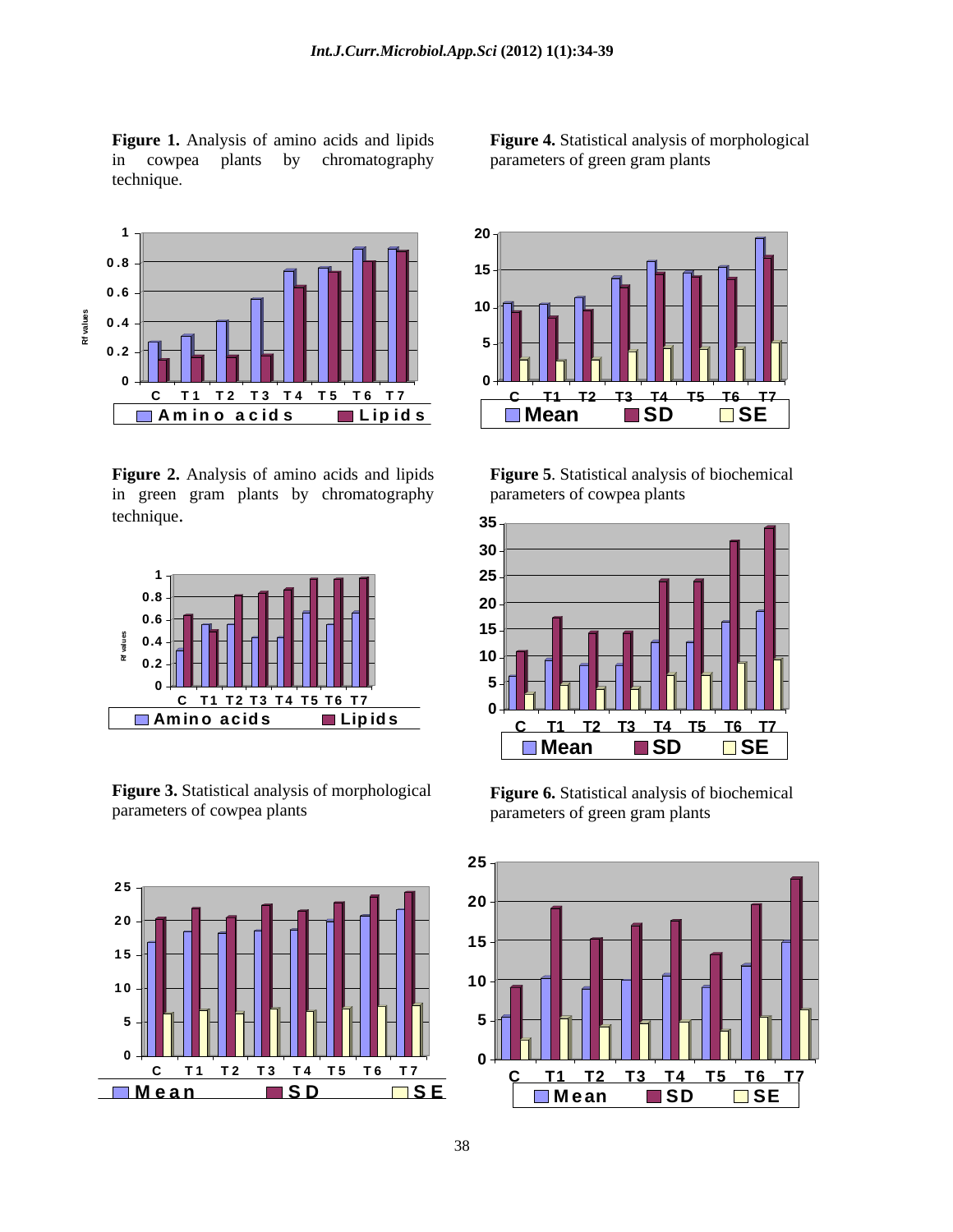**Figure 1.** Analysis of amino acids and lipids in cowpea plants by chromatography technique.

**Figure 2.** Analysis of amino acids and lipids in green gram plants by chromatography technique.

**Figure 3.** Statistical analysis of morphological parameters of cowpea plants

**Figure 4.** Statistical analysis of morphological parameters of green gram plants

**Figure 5**. Statistical analysis of biochemical parameters of cowpea plants

**Figure 6.** Statistical analysis of biochemical parameters of green gram plants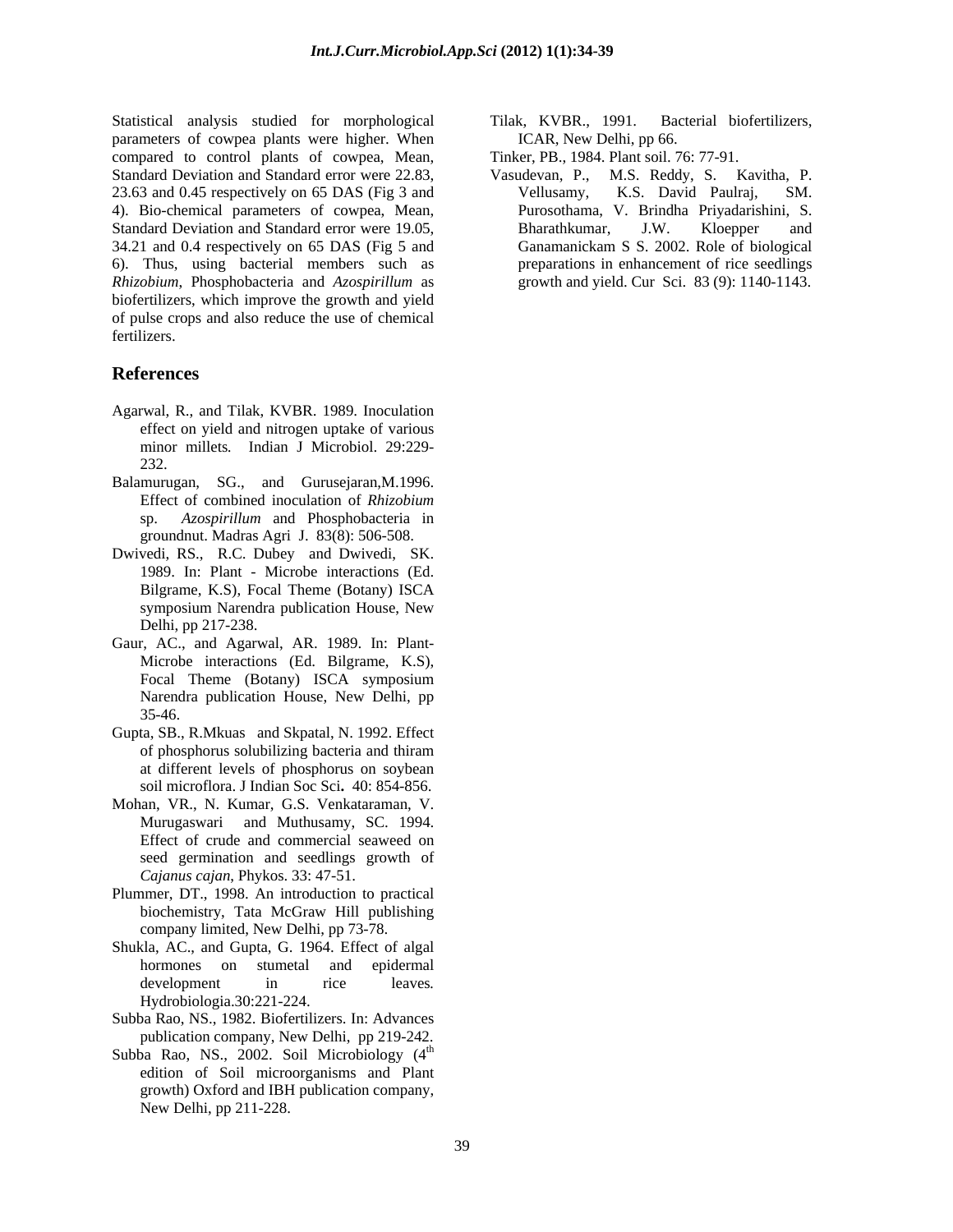Statistical analysis studied for morphological parameters of cowpea plants were higher. When compared to control plants of cowpea, Mean, Standard Deviation and Standard error were 22.83, 23.63 and 0.45 respectively on 65 DAS (Fig 3 and 4). Bio-chemical parameters of cowpea, Mean, Standard Deviation and Standard error were 19.05, 34.21 and 0.4 respectively on 65 DAS (Fig 5 and 6). Thus, using bacterial members such as *Rhizobium*, Phosphobacteria and *Azospirillum* as biofertilizers, which improve the growth and yield of pulse crops and also reduce the use of chemical fertilizers.

## References

- Agarwal, R., and Tilak, KVBR. 1989. Inoculation effect on yield and nitrogen uptake of various minor millets. Indian J Microbiol. 29:229-232.
- Balamurugan, SG., and Gurusejaran,M.1996. Effect of combined inoculation of *Rhizobium* sp. *Azospirillum* and Phosphobacteria in groundnut. Madras Agri J. 83(8): 506-508.
- Dwivedi, RS., R.C. Dubey and Dwivedi, SK. 1989. In: Plant - Microbe interactions (Ed. Bilgrame, K.S), Focal Theme (Botany) ISCA symposium Narendra publication House, New Delhi, pp 217-238.
- Gaur, AC., and Agarwal, AR. 1989. In: Plant-Microbe interactions (Ed. Bilgrame, K.S), Focal Theme (Botany) ISCA symposium Narendra publication House, New Delhi, pp 35-46.
- Gupta, SB., R.Mkuas and Skpatal, N. 1992. Effect of phosphorus solubilizing bacteria and thiram at different levels of phosphorus on soybean soil microflora. J Indian Soc Sci**.** 40: 854-856.
- Mohan, VR., N. Kumar, G.S. Venkataraman, V. Murugaswari and Muthusamy, SC. 1994. Effect of crude and commercial seaweed on seed germination and seedlings growth of *Cajanus cajan*, Phykos. 33: 47-51.
- Plummer, DT., 1998. An introduction to practical biochemistry, Tata McGraw Hill publishing company limited, New Delhi, pp 73-78.
- Shukla, AC., and Gupta, G. 1964. Effect of algal hormones on stumetal and epidermal development in rice leaves*.* Hydrobiologia.30:221-224.
- Subba Rao, NS., 1982. Biofertilizers. In: Advances publication company, New Delhi, pp 219-242.
- Subba Rao, NS., 2002. Soil Microbiology (4th edition of Soil microorganisms and Plant growth) Oxford and IBH publication company, New Delhi, pp 211-228.
- Tilak, KVBR., 1991. Bacterial biofertilizers, ICAR, New Delhi, pp 66.
- Tinker, PB., 1984. Plant soil. 76: 77-91.
- Vasudevan, P., M.S. Reddy, S. Kavitha, P. Vellusamy, K.S. David Paulraj, SM. Purosothama, V. Brindha Priyadarishini, S. Bharathkumar, J.W. Kloepper and Ganamanickam S S. 2002. Role of biological preparations in enhancement of rice seedlings growth and yield. Cur Sci. 83 (9): 1140-1143.